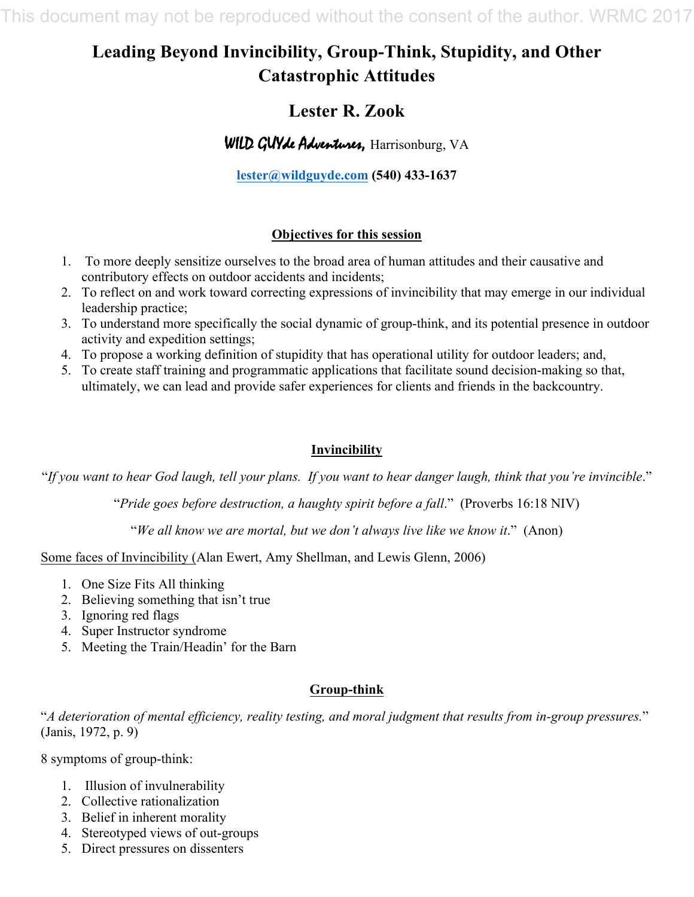# Leading Beyond Invincibility, Group-Think, Stupidity, and Other Catastrophic Attitudes

## Lester R. Zook

**WILD GUYde Adventures,** Harrisonburg, VA

**lester@wildguyde.com (540) 433-1637**

### Objectives for this session

1. To more deeply sensitize ourselves to the broad area of human attitudes and their causative and contributory effects on outdoor accidents and incidents;
2. To reflect on and work toward correcting expressions of invincibility that may emerge in our individual leadership practice;
3. To understand more specifically the social dynamic of group-think, and its potential presence in outdoor activity and expedition settings;
4. To propose a working definition of stupidity that has operational utility for outdoor leaders; and,
5. To create staff training and programmatic applications that facilitate sound decision-making so that, ultimately, we can lead and provide safer experiences for clients and friends in the backcountry.

### Invincibility

"*If you want to hear God laugh, tell your plans. If you want to hear danger laugh, think that you're invincible*."

"*Pride goes before destruction, a haughty spirit before a fall*." (Proverbs 16:18 NIV)

"*We all know we are mortal, but we don't always live like we know it*." (Anon)

Some faces of Invincibility (Alan Ewert, Amy Shellman, and Lewis Glenn, 2006)

1. One Size Fits All thinking
2. Believing something that isn't true
3. Ignoring red flags
4. Super Instructor syndrome
5. Meeting the Train/Headin' for the Barn

### Group-think

"*A deterioration of mental efficiency, reality testing, and moral judgment that results from in-group pressures.*" (Janis, 1972, p. 9)

8 symptoms of group-think:

1. Illusion of invulnerability
2. Collective rationalization
3. Belief in inherent morality
4. Stereotyped views of out-groups
5. Direct pressures on dissenters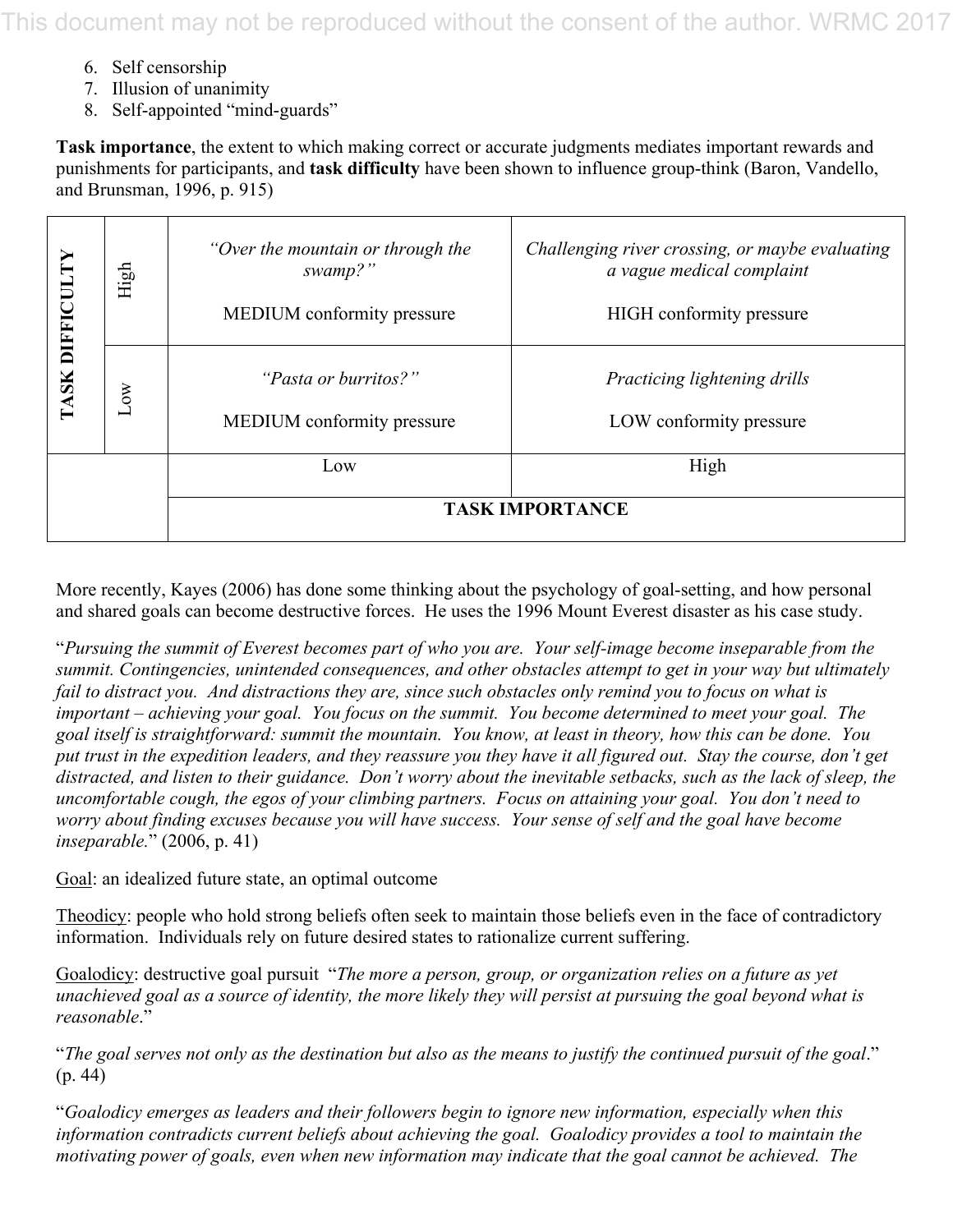6. Self censorship
7. Illusion of unanimity
8. Self-appointed "mind-guards"

**Task importance**, the extent to which making correct or accurate judgments mediates important rewards and punishments for participants, and **task difficulty** have been shown to influence group-think (Baron, Vandello, and Brunsman, 1996, p. 915)

| **TASK DIFFICULTY** | | **TASK IMPORTANCE: Low** | **TASK IMPORTANCE: High** |
|---|---|---|---|
| | High | *"Over the mountain or through the swamp?"* MEDIUM conformity pressure | *Challenging river crossing, or maybe evaluating a vague medical complaint* HIGH conformity pressure |
| | Low | *"Pasta or burritos?"* MEDIUM conformity pressure | *Practicing lightening drills* LOW conformity pressure |

More recently, Kayes (2006) has done some thinking about the psychology of goal-setting, and how personal and shared goals can become destructive forces. He uses the 1996 Mount Everest disaster as his case study.

"*Pursuing the summit of Everest becomes part of who you are. Your self-image become inseparable from the summit. Contingencies, unintended consequences, and other obstacles attempt to get in your way but ultimately fail to distract you. And distractions they are, since such obstacles only remind you to focus on what is important – achieving your goal. You focus on the summit. You become determined to meet your goal. The goal itself is straightforward: summit the mountain. You know, at least in theory, how this can be done. You put trust in the expedition leaders, and they reassure you they have it all figured out. Stay the course, don't get distracted, and listen to their guidance. Don't worry about the inevitable setbacks, such as the lack of sleep, the uncomfortable cough, the egos of your climbing partners. Focus on attaining your goal. You don't need to worry about finding excuses because you will have success. Your sense of self and the goal have become inseparable.*" (2006, p. 41)

<u>Goal</u>: an idealized future state, an optimal outcome

<u>Theodicy</u>: people who hold strong beliefs often seek to maintain those beliefs even in the face of contradictory information. Individuals rely on future desired states to rationalize current suffering.

<u>Goalodicy</u>: destructive goal pursuit "*The more a person, group, or organization relies on a future as yet unachieved goal as a source of identity, the more likely they will persist at pursuing the goal beyond what is reasonable.*"

"*The goal serves not only as the destination but also as the means to justify the continued pursuit of the goal.*" (p. 44)

"*Goalodicy emerges as leaders and their followers begin to ignore new information, especially when this information contradicts current beliefs about achieving the goal. Goalodicy provides a tool to maintain the motivating power of goals, even when new information may indicate that the goal cannot be achieved. The*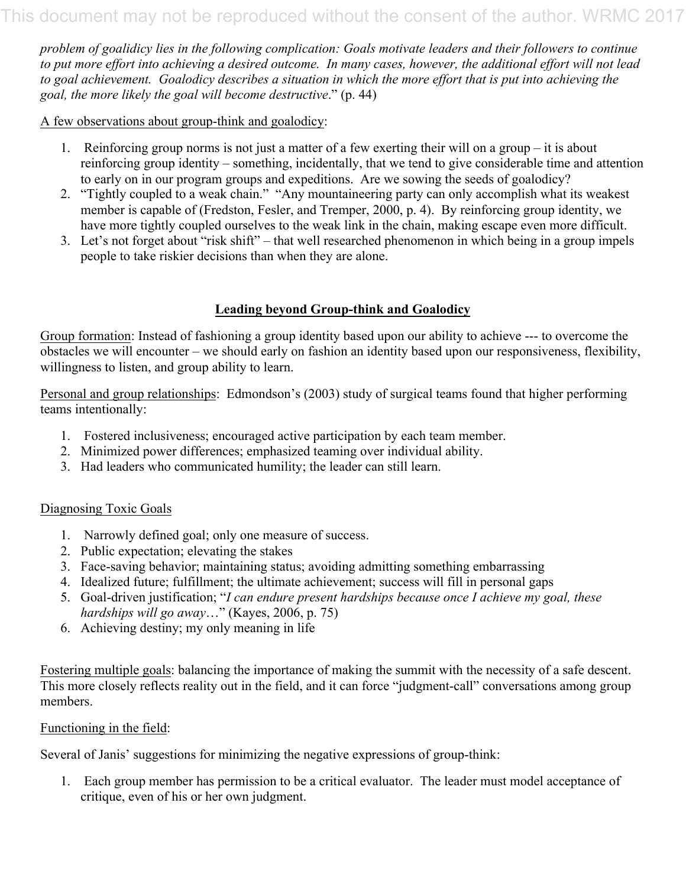*problem of goalidicy lies in the following complication: Goals motivate leaders and their followers to continue to put more effort into achieving a desired outcome. In many cases, however, the additional effort will not lead to goal achievement. Goalodicy describes a situation in which the more effort that is put into achieving the goal, the more likely the goal will become destructive*." (p. 44)

<u>A few observations about group-think and goalodicy</u>:

1. Reinforcing group norms is not just a matter of a few exerting their will on a group – it is about reinforcing group identity – something, incidentally, that we tend to give considerable time and attention to early on in our program groups and expeditions. Are we sowing the seeds of goalodicy?
2. "Tightly coupled to a weak chain." "Any mountaineering party can only accomplish what its weakest member is capable of (Fredston, Fesler, and Tremper, 2000, p. 4). By reinforcing group identity, we have more tightly coupled ourselves to the weak link in the chain, making escape even more difficult.
3. Let's not forget about "risk shift" – that well researched phenomenon in which being in a group impels people to take riskier decisions than when they are alone.

## **<u>Leading beyond Group-think and Goalodicy</u>**

<u>Group formation</u>: Instead of fashioning a group identity based upon our ability to achieve --- to overcome the obstacles we will encounter – we should early on fashion an identity based upon our responsiveness, flexibility, willingness to listen, and group ability to learn.

<u>Personal and group relationships</u>: Edmondson's (2003) study of surgical teams found that higher performing teams intentionally:

1. Fostered inclusiveness; encouraged active participation by each team member.
2. Minimized power differences; emphasized teaming over individual ability.
3. Had leaders who communicated humility; the leader can still learn.

<u>Diagnosing Toxic Goals</u>

1. Narrowly defined goal; only one measure of success.
2. Public expectation; elevating the stakes
3. Face-saving behavior; maintaining status; avoiding admitting something embarrassing
4. Idealized future; fulfillment; the ultimate achievement; success will fill in personal gaps
5. Goal-driven justification; "*I can endure present hardships because once I achieve my goal, these hardships will go away*…" (Kayes, 2006, p. 75)
6. Achieving destiny; my only meaning in life

<u>Fostering multiple goals</u>: balancing the importance of making the summit with the necessity of a safe descent. This more closely reflects reality out in the field, and it can force "judgment-call" conversations among group members.

<u>Functioning in the field</u>:

Several of Janis' suggestions for minimizing the negative expressions of group-think:

1. Each group member has permission to be a critical evaluator. The leader must model acceptance of critique, even of his or her own judgment.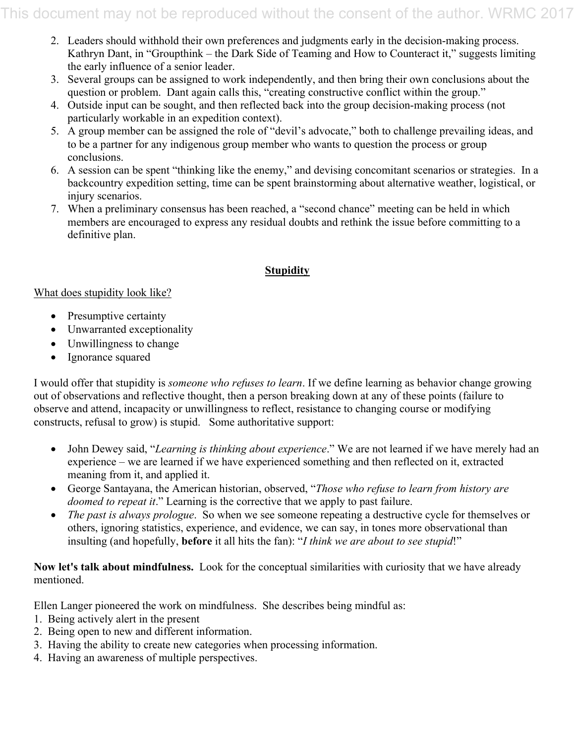2. Leaders should withhold their own preferences and judgments early in the decision-making process. Kathryn Dant, in "Groupthink – the Dark Side of Teaming and How to Counteract it," suggests limiting the early influence of a senior leader.
3. Several groups can be assigned to work independently, and then bring their own conclusions about the question or problem. Dant again calls this, "creating constructive conflict within the group."
4. Outside input can be sought, and then reflected back into the group decision-making process (not particularly workable in an expedition context).
5. A group member can be assigned the role of "devil's advocate," both to challenge prevailing ideas, and to be a partner for any indigenous group member who wants to question the process or group conclusions.
6. A session can be spent "thinking like the enemy," and devising concomitant scenarios or strategies. In a backcountry expedition setting, time can be spent brainstorming about alternative weather, logistical, or injury scenarios.
7. When a preliminary consensus has been reached, a "second chance" meeting can be held in which members are encouraged to express any residual doubts and rethink the issue before committing to a definitive plan.

## Stupidity

What does stupidity look like?

- Presumptive certainty
- Unwarranted exceptionality
- Unwillingness to change
- Ignorance squared

I would offer that stupidity is *someone who refuses to learn*. If we define learning as behavior change growing out of observations and reflective thought, then a person breaking down at any of these points (failure to observe and attend, incapacity or unwillingness to reflect, resistance to changing course or modifying constructs, refusal to grow) is stupid. Some authoritative support:

- John Dewey said, "*Learning is thinking about experience*." We are not learned if we have merely had an experience – we are learned if we have experienced something and then reflected on it, extracted meaning from it, and applied it.
- George Santayana, the American historian, observed, "*Those who refuse to learn from history are doomed to repeat it*." Learning is the corrective that we apply to past failure.
- *The past is always prologue*. So when we see someone repeating a destructive cycle for themselves or others, ignoring statistics, experience, and evidence, we can say, in tones more observational than insulting (and hopefully, **before** it all hits the fan): "*I think we are about to see stupid*!"

**Now let's talk about mindfulness.** Look for the conceptual similarities with curiosity that we have already mentioned.

Ellen Langer pioneered the work on mindfulness. She describes being mindful as:

1. Being actively alert in the present
2. Being open to new and different information.
3. Having the ability to create new categories when processing information.
4. Having an awareness of multiple perspectives.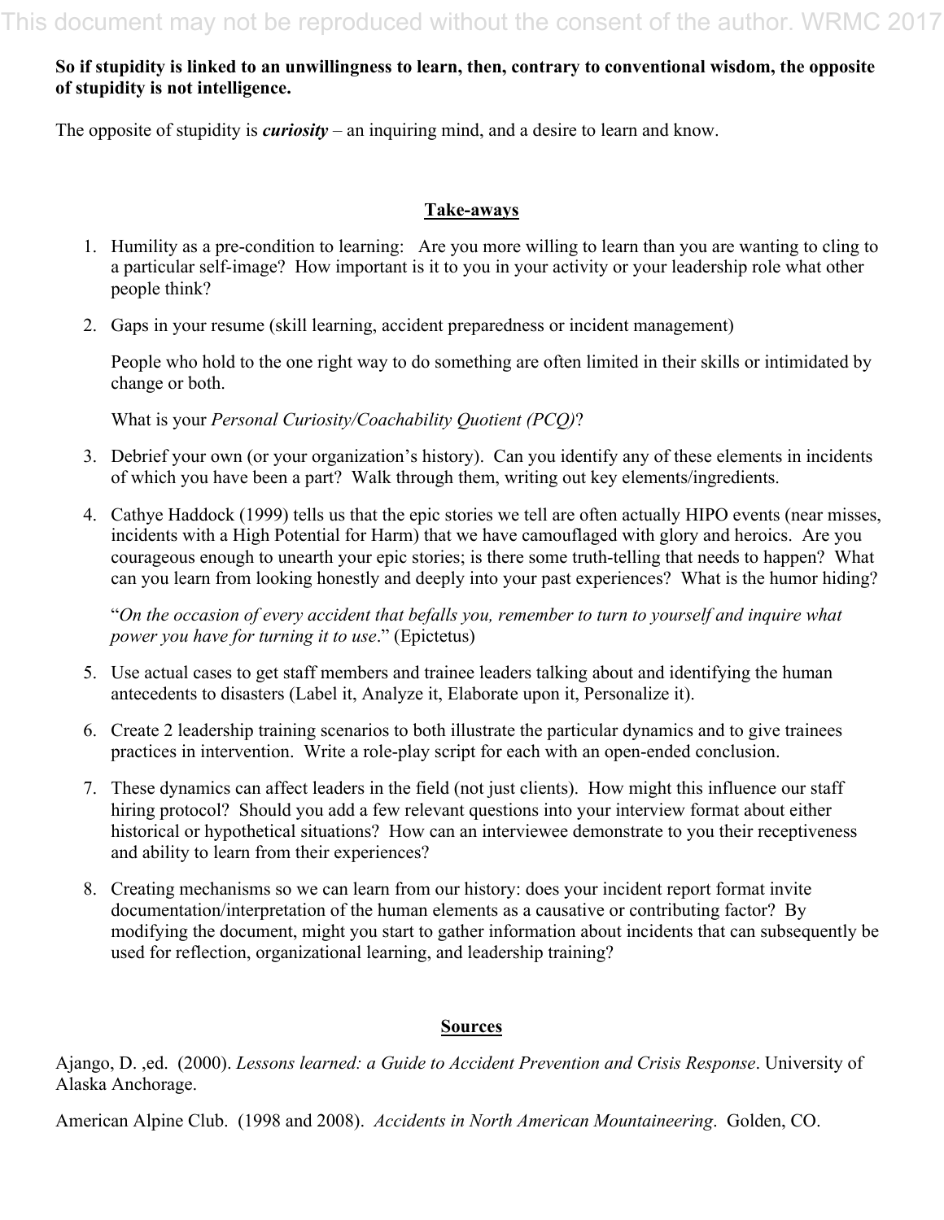**So if stupidity is linked to an unwillingness to learn, then, contrary to conventional wisdom, the opposite of stupidity is not intelligence.**

The opposite of stupidity is ***curiosity*** – an inquiring mind, and a desire to learn and know.

## Take-aways

1. Humility as a pre-condition to learning: Are you more willing to learn than you are wanting to cling to a particular self-image? How important is it to you in your activity or your leadership role what other people think?

2. Gaps in your resume (skill learning, accident preparedness or incident management)

   People who hold to the one right way to do something are often limited in their skills or intimidated by change or both.

   What is your *Personal Curiosity/Coachability Quotient (PCQ)*?

3. Debrief your own (or your organization's history). Can you identify any of these elements in incidents of which you have been a part? Walk through them, writing out key elements/ingredients.

4. Cathye Haddock (1999) tells us that the epic stories we tell are often actually HIPO events (near misses, incidents with a High Potential for Harm) that we have camouflaged with glory and heroics. Are you courageous enough to unearth your epic stories; is there some truth-telling that needs to happen? What can you learn from looking honestly and deeply into your past experiences? What is the humor hiding?

   "*On the occasion of every accident that befalls you, remember to turn to yourself and inquire what power you have for turning it to use*." (Epictetus)

5. Use actual cases to get staff members and trainee leaders talking about and identifying the human antecedents to disasters (Label it, Analyze it, Elaborate upon it, Personalize it).

6. Create 2 leadership training scenarios to both illustrate the particular dynamics and to give trainees practices in intervention. Write a role-play script for each with an open-ended conclusion.

7. These dynamics can affect leaders in the field (not just clients). How might this influence our staff hiring protocol? Should you add a few relevant questions into your interview format about either historical or hypothetical situations? How can an interviewee demonstrate to you their receptiveness and ability to learn from their experiences?

8. Creating mechanisms so we can learn from our history: does your incident report format invite documentation/interpretation of the human elements as a causative or contributing factor? By modifying the document, might you start to gather information about incidents that can subsequently be used for reflection, organizational learning, and leadership training?

## Sources

Ajango, D. ,ed. (2000). *Lessons learned: a Guide to Accident Prevention and Crisis Response*. University of Alaska Anchorage.

American Alpine Club. (1998 and 2008). *Accidents in North American Mountaineering*. Golden, CO.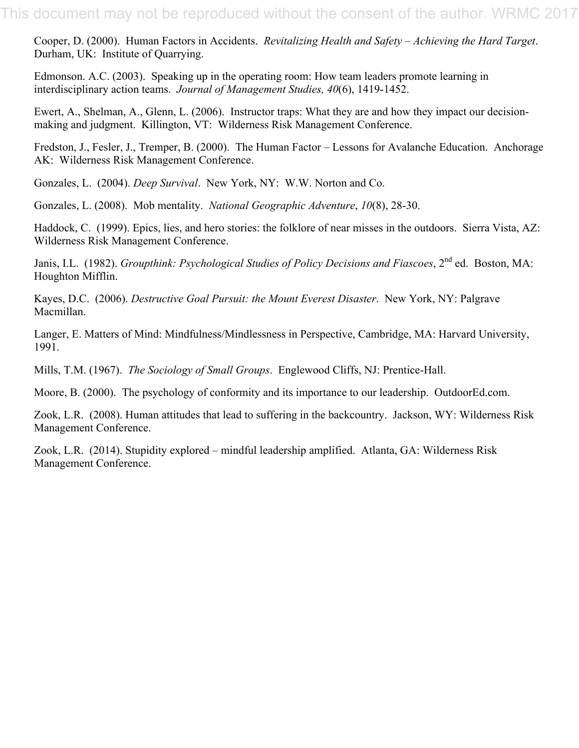Cooper, D. (2000). Human Factors in Accidents. *Revitalizing Health and Safety – Achieving the Hard Target*. Durham, UK: Institute of Quarrying.

Edmonson. A.C. (2003). Speaking up in the operating room: How team leaders promote learning in interdisciplinary action teams. *Journal of Management Studies, 40*(6), 1419-1452.

Ewert, A., Shelman, A., Glenn, L. (2006). Instructor traps: What they are and how they impact our decision-making and judgment. Killington, VT: Wilderness Risk Management Conference.

Fredston, J., Fesler, J., Tremper, B. (2000). The Human Factor – Lessons for Avalanche Education. Anchorage AK: Wilderness Risk Management Conference.

Gonzales, L. (2004). *Deep Survival*. New York, NY: W.W. Norton and Co.

Gonzales, L. (2008). Mob mentality. *National Geographic Adventure*, *10*(8), 28-30.

Haddock, C. (1999). Epics, lies, and hero stories: the folklore of near misses in the outdoors. Sierra Vista, AZ: Wilderness Risk Management Conference.

Janis, I.L. (1982). *Groupthink: Psychological Studies of Policy Decisions and Fiascoes*, 2nd ed. Boston, MA: Houghton Mifflin.

Kayes, D.C. (2006). *Destructive Goal Pursuit: the Mount Everest Disaster*. New York, NY: Palgrave Macmillan.

Langer, E. Matters of Mind: Mindfulness/Mindlessness in Perspective, Cambridge, MA: Harvard University, 1991.

Mills, T.M. (1967). *The Sociology of Small Groups*. Englewood Cliffs, NJ: Prentice-Hall.

Moore, B. (2000). The psychology of conformity and its importance to our leadership. OutdoorEd.com.

Zook, L.R. (2008). Human attitudes that lead to suffering in the backcountry. Jackson, WY: Wilderness Risk Management Conference.

Zook, L.R. (2014). Stupidity explored – mindful leadership amplified. Atlanta, GA: Wilderness Risk Management Conference.